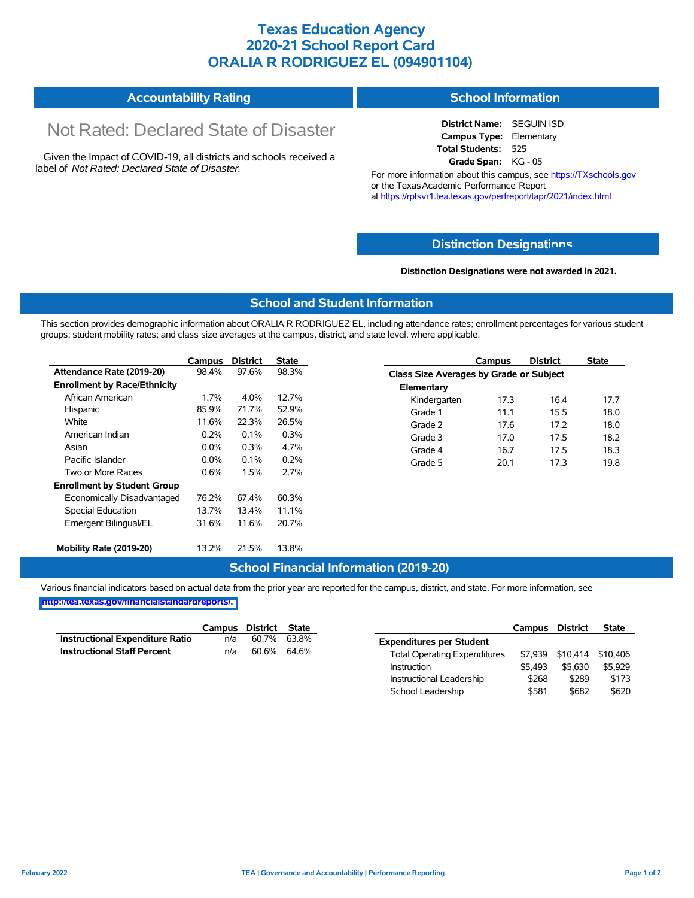# Texas Education Agency
# 2020-21 School Report Card
# ORALIA R RODRIGUEZ EL (094901104)

## Accountability Rating

Not Rated: Declared State of Disaster

Given the Impact of COVID-19, all districts and schools received a label of *Not Rated: Declared State of Disaster.*

## School Information

**District Name:** SEGUIN ISD
**Campus Type:** Elementary
**Total Students:** 525
**Grade Span:** KG - 05

For more information about this campus, see https://TXschools.gov or the Texas Academic Performance Report at https://rptsvr1.tea.texas.gov/perfreport/tapr/2021/index.html

## Distinction Designations

**Distinction Designations were not awarded in 2021.**

## School and Student Information

This section provides demographic information about ORALIA R RODRIGUEZ EL, including attendance rates; enrollment percentages for various student groups; student mobility rates; and class size averages at the campus, district, and state level, where applicable.

| | Campus | District | State |
|---|---|---|---|
| **Attendance Rate (2019-20)** | 98.4% | 97.6% | 98.3% |
| **Enrollment by Race/Ethnicity** | | | |
| African American | 1.7% | 4.0% | 12.7% |
| Hispanic | 85.9% | 71.7% | 52.9% |
| White | 11.6% | 22.3% | 26.5% |
| American Indian | 0.2% | 0.1% | 0.3% |
| Asian | 0.0% | 0.3% | 4.7% |
| Pacific Islander | 0.0% | 0.1% | 0.2% |
| Two or More Races | 0.6% | 1.5% | 2.7% |
| **Enrollment by Student Group** | | | |
| Economically Disadvantaged | 76.2% | 67.4% | 60.3% |
| Special Education | 13.7% | 13.4% | 11.1% |
| Emergent Bilingual/EL | 31.6% | 11.6% | 20.7% |
| **Mobility Rate (2019-20)** | 13.2% | 21.5% | 13.8% |

| | Campus | District | State |
|---|---|---|---|
| **Class Size Averages by Grade or Subject** | | | |
| **Elementary** | | | |
| Kindergarten | 17.3 | 16.4 | 17.7 |
| Grade 1 | 11.1 | 15.5 | 18.0 |
| Grade 2 | 17.6 | 17.2 | 18.0 |
| Grade 3 | 17.0 | 17.5 | 18.2 |
| Grade 4 | 16.7 | 17.5 | 18.3 |
| Grade 5 | 20.1 | 17.3 | 19.8 |

## School Financial Information (2019-20)

Various financial indicators based on actual data from the prior year are reported for the campus, district, and state. For more information, see http://tea.texas.gov/financialstandardreports/.

| | Campus | District | State |
|---|---|---|---|
| **Instructional Expenditure Ratio** | n/a | 60.7% | 63.8% |
| **Instructional Staff Percent** | n/a | 60.6% | 64.6% |

| | Campus | District | State |
|---|---|---|---|
| **Expenditures per Student** | | | |
| Total Operating Expenditures | $7,939 | $10,414 | $10,406 |
| Instruction | $5,493 | $5,630 | $5,929 |
| Instructional Leadership | $268 | $289 | $173 |
| School Leadership | $581 | $682 | $620 |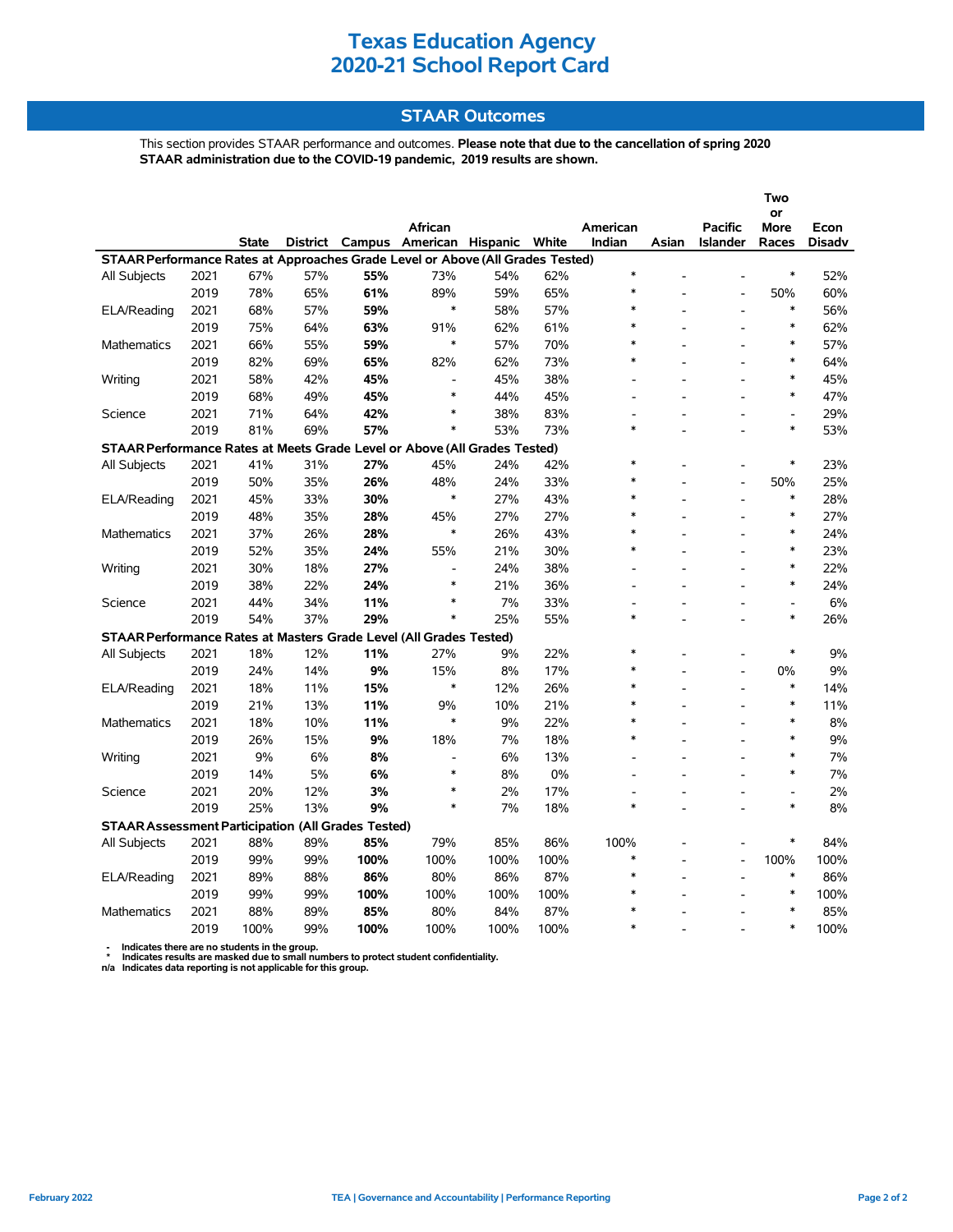# Texas Education Agency
# 2020-21 School Report Card

## STAAR Outcomes

This section provides STAAR performance and outcomes. **Please note that due to the cancellation of spring 2020 STAAR administration due to the COVID-19 pandemic, 2019 results are shown.**

| | | State | District | Campus | African American | Hispanic | White | American Indian | Asian | Pacific Islander | Two or More Races | Econ Disadv |
|---|---|---|---|---|---|---|---|---|---|---|---|---|
| **STAAR Performance Rates at Approaches Grade Level or Above (All Grades Tested)** | | | | | | | | | | | | |
| All Subjects | 2021 | 67% | 57% | **55%** | 73% | 54% | 62% | * | - | - | * | 52% |
| | 2019 | 78% | 65% | **61%** | 89% | 59% | 65% | * | - | - | 50% | 60% |
| ELA/Reading | 2021 | 68% | 57% | **59%** | * | 58% | 57% | * | - | - | * | 56% |
| | 2019 | 75% | 64% | **63%** | 91% | 62% | 61% | * | - | - | * | 62% |
| Mathematics | 2021 | 66% | 55% | **59%** | * | 57% | 70% | * | - | - | * | 57% |
| | 2019 | 82% | 69% | **65%** | 82% | 62% | 73% | * | - | - | * | 64% |
| Writing | 2021 | 58% | 42% | **45%** | - | 45% | 38% | - | - | - | * | 45% |
| | 2019 | 68% | 49% | **45%** | * | 44% | 45% | - | - | - | * | 47% |
| Science | 2021 | 71% | 64% | **42%** | * | 38% | 83% | - | - | - | - | 29% |
| | 2019 | 81% | 69% | **57%** | * | 53% | 73% | * | - | - | * | 53% |
| **STAAR Performance Rates at Meets Grade Level or Above (All Grades Tested)** | | | | | | | | | | | | |
| All Subjects | 2021 | 41% | 31% | **27%** | 45% | 24% | 42% | * | - | - | * | 23% |
| | 2019 | 50% | 35% | **26%** | 48% | 24% | 33% | * | - | - | 50% | 25% |
| ELA/Reading | 2021 | 45% | 33% | **30%** | * | 27% | 43% | * | - | - | * | 28% |
| | 2019 | 48% | 35% | **28%** | 45% | 27% | 27% | * | - | - | * | 27% |
| Mathematics | 2021 | 37% | 26% | **28%** | * | 26% | 43% | * | - | - | * | 24% |
| | 2019 | 52% | 35% | **24%** | 55% | 21% | 30% | * | - | - | * | 23% |
| Writing | 2021 | 30% | 18% | **27%** | - | 24% | 38% | - | - | - | * | 22% |
| | 2019 | 38% | 22% | **24%** | * | 21% | 36% | - | - | - | * | 24% |
| Science | 2021 | 44% | 34% | **11%** | * | 7% | 33% | - | - | - | - | 6% |
| | 2019 | 54% | 37% | **29%** | * | 25% | 55% | * | - | - | * | 26% |
| **STAAR Performance Rates at Masters Grade Level (All Grades Tested)** | | | | | | | | | | | | |
| All Subjects | 2021 | 18% | 12% | **11%** | 27% | 9% | 22% | * | - | - | * | 9% |
| | 2019 | 24% | 14% | **9%** | 15% | 8% | 17% | * | - | - | 0% | 9% |
| ELA/Reading | 2021 | 18% | 11% | **15%** | * | 12% | 26% | * | - | - | * | 14% |
| | 2019 | 21% | 13% | **11%** | 9% | 10% | 21% | * | - | - | * | 11% |
| Mathematics | 2021 | 18% | 10% | **11%** | * | 9% | 22% | * | - | - | * | 8% |
| | 2019 | 26% | 15% | **9%** | 18% | 7% | 18% | * | - | - | * | 9% |
| Writing | 2021 | 9% | 6% | **8%** | - | 6% | 13% | - | - | - | * | 7% |
| | 2019 | 14% | 5% | **6%** | * | 8% | 0% | - | - | - | * | 7% |
| Science | 2021 | 20% | 12% | **3%** | * | 2% | 17% | - | - | - | - | 2% |
| | 2019 | 25% | 13% | **9%** | * | 7% | 18% | * | - | - | * | 8% |
| **STAAR Assessment Participation (All Grades Tested)** | | | | | | | | | | | | |
| All Subjects | 2021 | 88% | 89% | **85%** | 79% | 85% | 86% | 100% | - | - | * | 84% |
| | 2019 | 99% | 99% | **100%** | 100% | 100% | 100% | * | - | - | 100% | 100% |
| ELA/Reading | 2021 | 89% | 88% | **86%** | 80% | 86% | 87% | * | - | - | * | 86% |
| | 2019 | 99% | 99% | **100%** | 100% | 100% | 100% | * | - | - | * | 100% |
| Mathematics | 2021 | 88% | 89% | **85%** | 80% | 84% | 87% | * | - | - | * | 85% |
| | 2019 | 100% | 99% | **100%** | 100% | 100% | 100% | * | - | - | * | 100% |

- Indicates there are no students in the group.
\* Indicates results are masked due to small numbers to protect student confidentiality.
n/a Indicates data reporting is not applicable for this group.